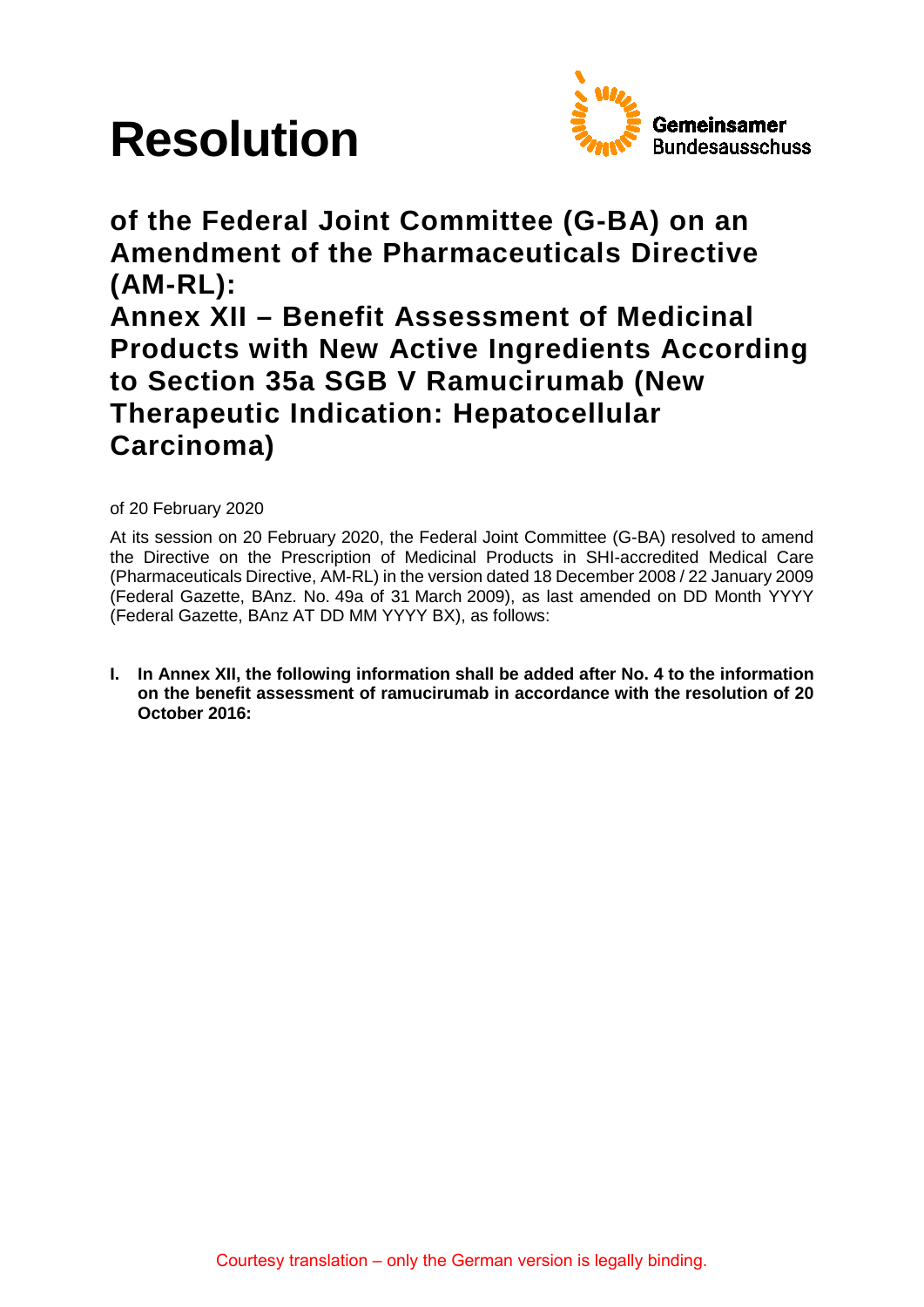# Resolution

Gemeinsamer Bundesausschuss

## of the Federal Joint Committee (G-BA) on an Amendment of the Pharmaceuticals Directive (AM-RL): Annex XII – Benefit Assessment of Medicinal Products with New Active Ingredients According to Section 35a SGB V Ramucirumab (New Therapeutic Indication: Hepatocellular Carcinoma)

of 20 February 2020

At its session on 20 February 2020, the Federal Joint Committee (G-BA) resolved to amend the Directive on the Prescription of Medicinal Products in SHI-accredited Medical Care (Pharmaceuticals Directive, AM-RL) in the version dated 18 December 2008 / 22 January 2009 (Federal Gazette, BAnz. No. 49a of 31 March 2009), as last amended on DD Month YYYY (Federal Gazette, BAnz AT DD MM YYYY BX), as follows:

**I. In Annex XII, the following information shall be added after No. 4 to the information on the benefit assessment of ramucirumab in accordance with the resolution of 20 October 2016:**

Courtesy translation – only the German version is legally binding.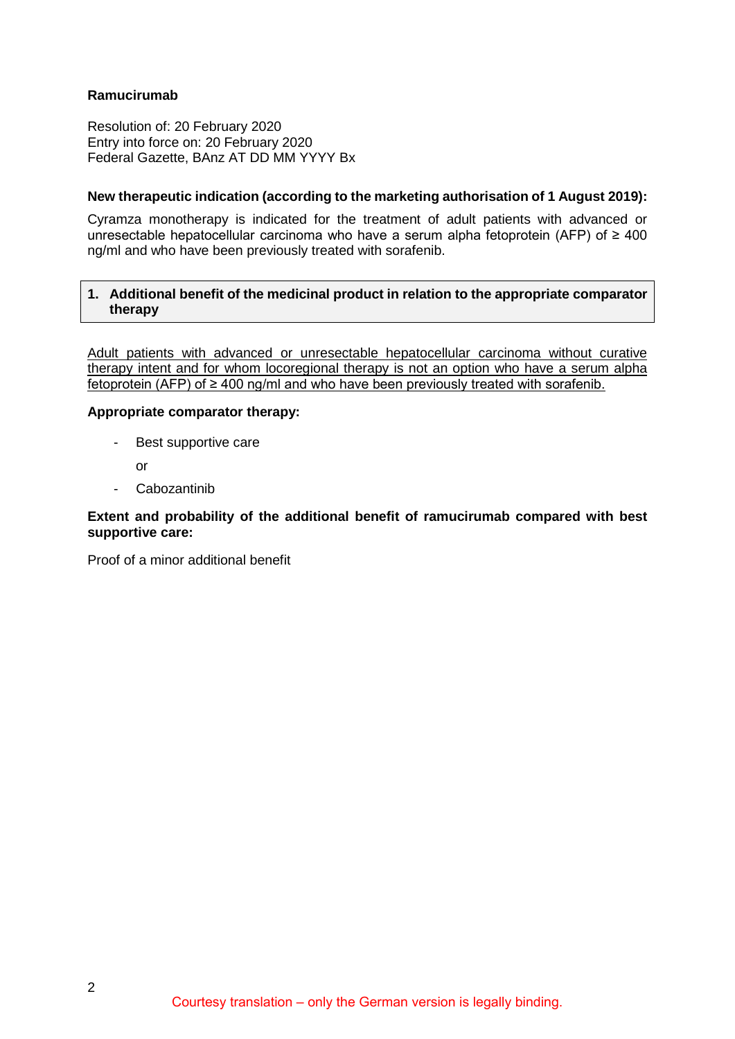**Ramucirumab**

Resolution of: 20 February 2020
Entry into force on: 20 February 2020
Federal Gazette, BAnz AT DD MM YYYY Bx

**New therapeutic indication (according to the marketing authorisation of 1 August 2019):**

Cyramza monotherapy is indicated for the treatment of adult patients with advanced or unresectable hepatocellular carcinoma who have a serum alpha fetoprotein (AFP) of ≥ 400 ng/ml and who have been previously treated with sorafenib.

## 1. Additional benefit of the medicinal product in relation to the appropriate comparator therapy

Adult patients with advanced or unresectable hepatocellular carcinoma without curative therapy intent and for whom locoregional therapy is not an option who have a serum alpha fetoprotein (AFP) of ≥ 400 ng/ml and who have been previously treated with sorafenib.

**Appropriate comparator therapy:**

- Best supportive care

  or

- Cabozantinib

**Extent and probability of the additional benefit of ramucirumab compared with best supportive care:**

Proof of a minor additional benefit

Courtesy translation – only the German version is legally binding.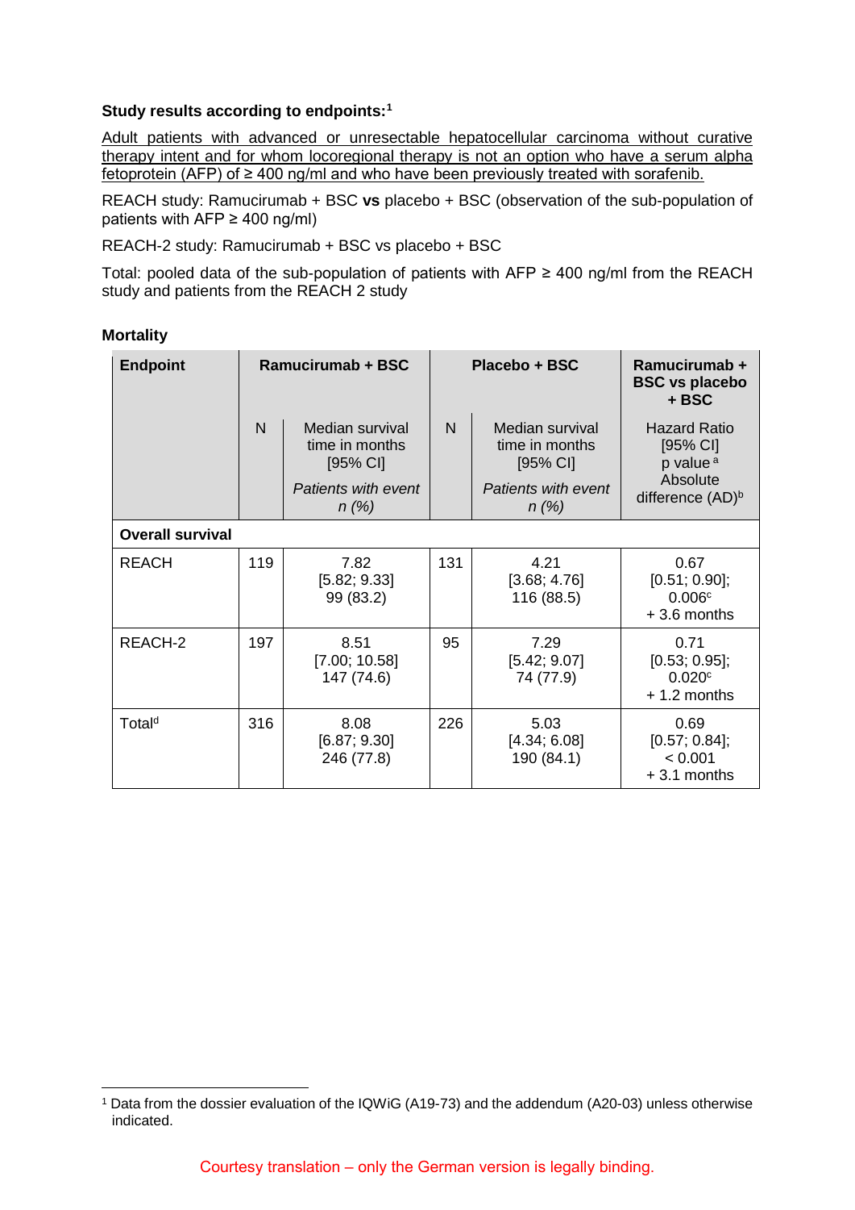**Study results according to endpoints:**[1]

Adult patients with advanced or unresectable hepatocellular carcinoma without curative therapy intent and for whom locoregional therapy is not an option who have a serum alpha fetoprotein (AFP) of ≥ 400 ng/ml and who have been previously treated with sorafenib.

REACH study: Ramucirumab + BSC **vs** placebo + BSC (observation of the sub-population of patients with AFP ≥ 400 ng/ml)

REACH-2 study: Ramucirumab + BSC vs placebo + BSC

Total: pooled data of the sub-population of patients with AFP ≥ 400 ng/ml from the REACH study and patients from the REACH 2 study

**Mortality**

| **Endpoint** | **Ramucirumab + BSC** | | **Placebo + BSC** | | **Ramucirumab + BSC vs placebo + BSC** |
|---|---|---|---|---|---|
| | N | Median survival time in months [95% CI] *Patients with event n (%)* | N | Median survival time in months [95% CI] *Patients with event n (%)* | Hazard Ratio [95% CI] p value[a] Absolute difference (AD)[b] |
| **Overall survival** | | | | | |
| REACH | 119 | 7.82 [5.82; 9.33] 99 (83.2) | 131 | 4.21 [3.68; 4.76] 116 (88.5) | 0.67 [0.51; 0.90]; 0.006[c] + 3.6 months |
| REACH-2 | 197 | 8.51 [7.00; 10.58] 147 (74.6) | 95 | 7.29 [5.42; 9.07] 74 (77.9) | 0.71 [0.53; 0.95]; 0.020[c] + 1.2 months |
| Total[d] | 316 | 8.08 [6.87; 9.30] 246 (77.8) | 226 | 5.03 [4.34; 6.08] 190 (84.1) | 0.69 [0.57; 0.84]; < 0.001 + 3.1 months |

[1] Data from the dossier evaluation of the IQWiG (A19-73) and the addendum (A20-03) unless otherwise indicated.

Courtesy translation – only the German version is legally binding.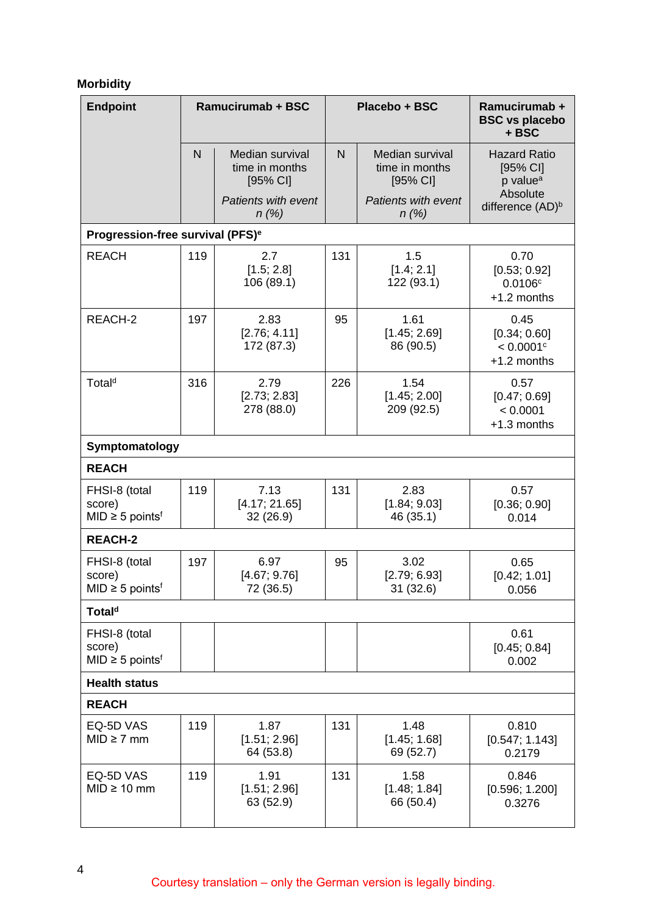**Morbidity**

| Endpoint | Ramucirumab + BSC | | Placebo + BSC | | Ramucirumab + BSC vs placebo + BSC |
|---|---|---|---|---|---|
| | N | Median survival time in months [95% CI] *Patients with event n (%)* | N | Median survival time in months [95% CI] *Patients with event n (%)* | Hazard Ratio [95% CI] p value[a] Absolute difference (AD)[b] |
| **Progression-free survival (PFS)[e]** | | | | | |
| REACH | 119 | 2.7 [1.5; 2.8] 106 (89.1) | 131 | 1.5 [1.4; 2.1] 122 (93.1) | 0.70 [0.53; 0.92] 0.0106[c] +1.2 months |
| REACH-2 | 197 | 2.83 [2.76; 4.11] 172 (87.3) | 95 | 1.61 [1.45; 2.69] 86 (90.5) | 0.45 [0.34; 0.60] < 0.0001[c] +1.2 months |
| Total[d] | 316 | 2.79 [2.73; 2.83] 278 (88.0) | 226 | 1.54 [1.45; 2.00] 209 (92.5) | 0.57 [0.47; 0.69] < 0.0001 +1.3 months |
| **Symptomatology** | | | | | |
| **REACH** | | | | | |
| FHSI-8 (total score) MID ≥ 5 points[f] | 119 | 7.13 [4.17; 21.65] 32 (26.9) | 131 | 2.83 [1.84; 9.03] 46 (35.1) | 0.57 [0.36; 0.90] 0.014 |
| **REACH-2** | | | | | |
| FHSI-8 (total score) MID ≥ 5 points[f] | 197 | 6.97 [4.67; 9.76] 72 (36.5) | 95 | 3.02 [2.79; 6.93] 31 (32.6) | 0.65 [0.42; 1.01] 0.056 |
| **Total[d]** | | | | | |
| FHSI-8 (total score) MID ≥ 5 points[f] | | | | | 0.61 [0.45; 0.84] 0.002 |
| **Health status** | | | | | |
| **REACH** | | | | | |
| EQ-5D VAS MID ≥ 7 mm | 119 | 1.87 [1.51; 2.96] 64 (53.8) | 131 | 1.48 [1.45; 1.68] 69 (52.7) | 0.810 [0.547; 1.143] 0.2179 |
| EQ-5D VAS MID ≥ 10 mm | 119 | 1.91 [1.51; 2.96] 63 (52.9) | 131 | 1.58 [1.48; 1.84] 66 (50.4) | 0.846 [0.596; 1.200] 0.3276 |

Courtesy translation – only the German version is legally binding.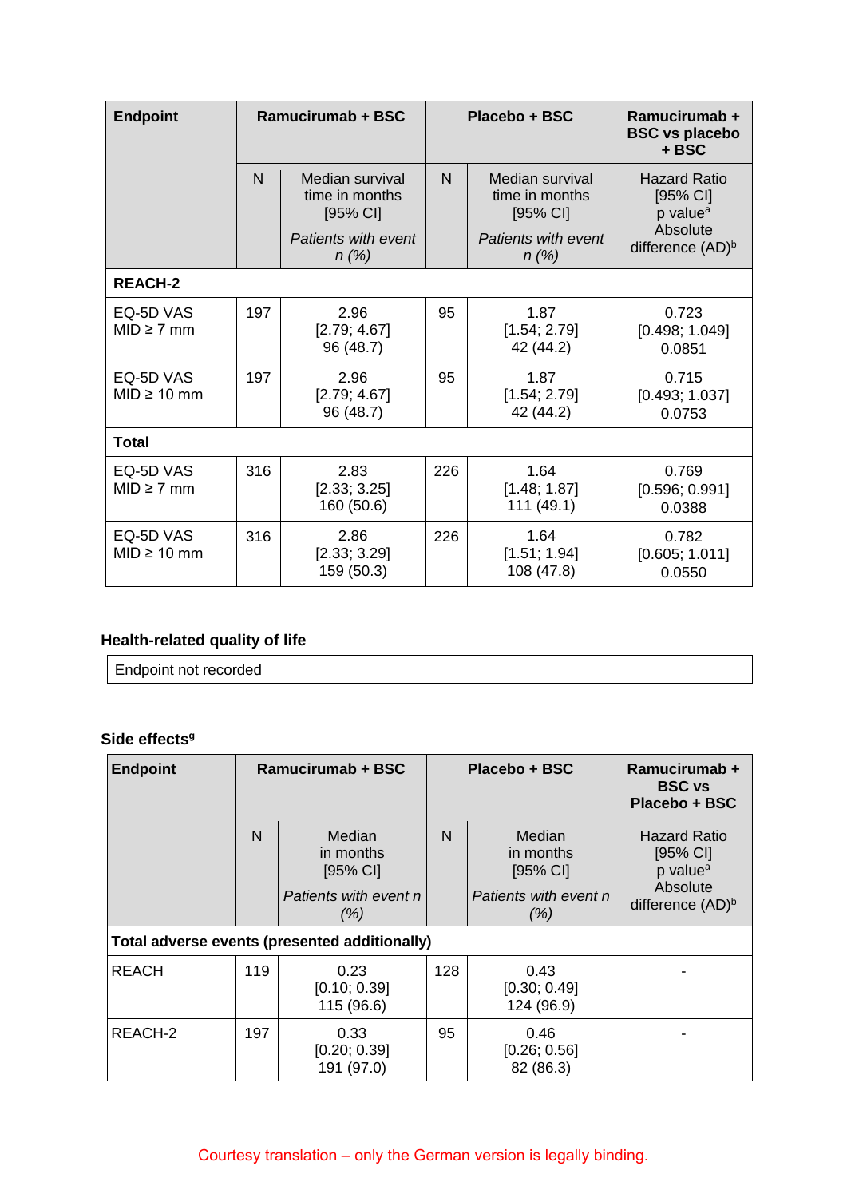| Endpoint | Ramucirumab + BSC | | Placebo + BSC | | Ramucirumab + BSC vs placebo + BSC |
|---|---|---|---|---|---|
| | N | Median survival time in months [95% CI] *Patients with event n (%)* | N | Median survival time in months [95% CI] *Patients with event n (%)* | Hazard Ratio [95% CI] p value[a] Absolute difference (AD)[b] |
| **REACH-2** | | | | | |
| EQ-5D VAS MID ≥ 7 mm | 197 | 2.96 [2.79; 4.67] 96 (48.7) | 95 | 1.87 [1.54; 2.79] 42 (44.2) | 0.723 [0.498; 1.049] 0.0851 |
| EQ-5D VAS MID ≥ 10 mm | 197 | 2.96 [2.79; 4.67] 96 (48.7) | 95 | 1.87 [1.54; 2.79] 42 (44.2) | 0.715 [0.493; 1.037] 0.0753 |
| **Total** | | | | | |
| EQ-5D VAS MID ≥ 7 mm | 316 | 2.83 [2.33; 3.25] 160 (50.6) | 226 | 1.64 [1.48; 1.87] 111 (49.1) | 0.769 [0.596; 0.991] 0.0388 |
| EQ-5D VAS MID ≥ 10 mm | 316 | 2.86 [2.33; 3.29] 159 (50.3) | 226 | 1.64 [1.51; 1.94] 108 (47.8) | 0.782 [0.605; 1.011] 0.0550 |

**Health-related quality of life**

| |
|---|
| Endpoint not recorded |

**Side effects[g]**

| Endpoint | Ramucirumab + BSC | | Placebo + BSC | | Ramucirumab + BSC vs Placebo + BSC |
|---|---|---|---|---|---|
| | N | Median in months [95% CI] *Patients with event n (%)* | N | Median in months [95% CI] *Patients with event n (%)* | Hazard Ratio [95% CI] p value[a] Absolute difference (AD)[b] |
| **Total adverse events (presented additionally)** | | | | | |
| REACH | 119 | 0.23 [0.10; 0.39] 115 (96.6) | 128 | 0.43 [0.30; 0.49] 124 (96.9) | - |
| REACH-2 | 197 | 0.33 [0.20; 0.39] 191 (97.0) | 95 | 0.46 [0.26; 0.56] 82 (86.3) | - |

Courtesy translation – only the German version is legally binding.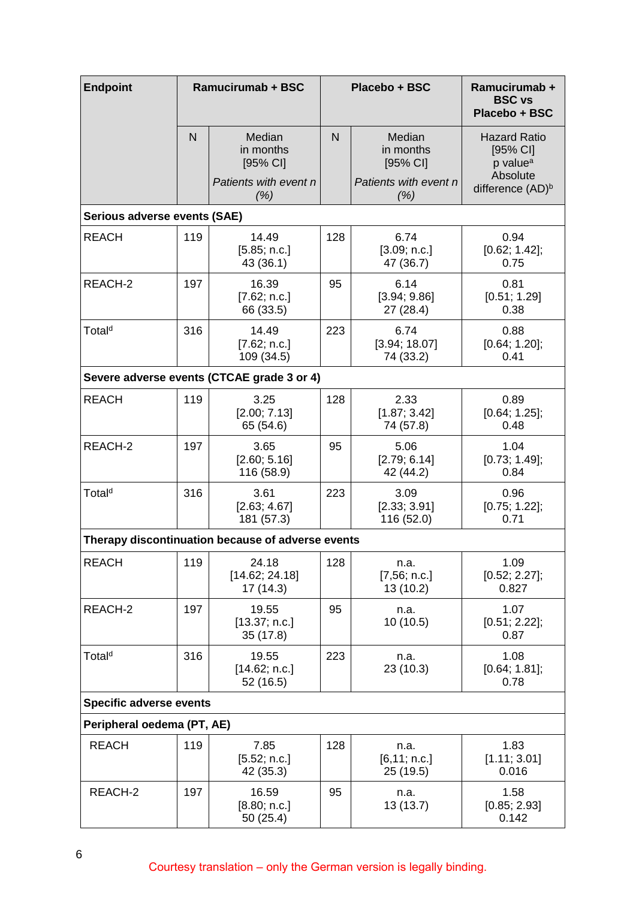| Endpoint | Ramucirumab + BSC | | Placebo + BSC | | Ramucirumab + BSC vs Placebo + BSC |
|---|---|---|---|---|---|
| | N | Median in months [95% CI]<br>*Patients with event n (%)* | N | Median in months [95% CI]<br>*Patients with event n (%)* | Hazard Ratio [95% CI] p value[a] Absolute difference (AD)[b] |
| **Serious adverse events (SAE)** | | | | | |
| REACH | 119 | 14.49<br>[5.85; n.c.]<br>43 (36.1) | 128 | 6.74<br>[3.09; n.c.]<br>47 (36.7) | 0.94<br>[0.62; 1.42];<br>0.75 |
| REACH-2 | 197 | 16.39<br>[7.62; n.c.]<br>66 (33.5) | 95 | 6.14<br>[3.94; 9.86]<br>27 (28.4) | 0.81<br>[0.51; 1.29]<br>0.38 |
| Total[d] | 316 | 14.49<br>[7.62; n.c.]<br>109 (34.5) | 223 | 6.74<br>[3.94; 18.07]<br>74 (33.2) | 0.88<br>[0.64; 1.20];<br>0.41 |
| **Severe adverse events (CTCAE grade 3 or 4)** | | | | | |
| REACH | 119 | 3.25<br>[2.00; 7.13]<br>65 (54.6) | 128 | 2.33<br>[1.87; 3.42]<br>74 (57.8) | 0.89<br>[0.64; 1.25];<br>0.48 |
| REACH-2 | 197 | 3.65<br>[2.60; 5.16]<br>116 (58.9) | 95 | 5.06<br>[2.79; 6.14]<br>42 (44.2) | 1.04<br>[0.73; 1.49];<br>0.84 |
| Total[d] | 316 | 3.61<br>[2.63; 4.67]<br>181 (57.3) | 223 | 3.09<br>[2.33; 3.91]<br>116 (52.0) | 0.96<br>[0.75; 1.22];<br>0.71 |
| **Therapy discontinuation because of adverse events** | | | | | |
| REACH | 119 | 24.18<br>[14.62; 24.18]<br>17 (14.3) | 128 | n.a.<br>[7,56; n.c.]<br>13 (10.2) | 1.09<br>[0.52; 2.27];<br>0.827 |
| REACH-2 | 197 | 19.55<br>[13.37; n.c.]<br>35 (17.8) | 95 | n.a.<br>10 (10.5) | 1.07<br>[0.51; 2.22];<br>0.87 |
| Total[d] | 316 | 19.55<br>[14.62; n.c.]<br>52 (16.5) | 223 | n.a.<br>23 (10.3) | 1.08<br>[0.64; 1.81];<br>0.78 |
| **Specific adverse events** | | | | | |
| **Peripheral oedema (PT, AE)** | | | | | |
| REACH | 119 | 7.85<br>[5.52; n.c.]<br>42 (35.3) | 128 | n.a.<br>[6,11; n.c.]<br>25 (19.5) | 1.83<br>[1.11; 3.01]<br>0.016 |
| REACH-2 | 197 | 16.59<br>[8.80; n.c.]<br>50 (25.4) | 95 | n.a.<br>13 (13.7) | 1.58<br>[0.85; 2.93]<br>0.142 |

Courtesy translation – only the German version is legally binding.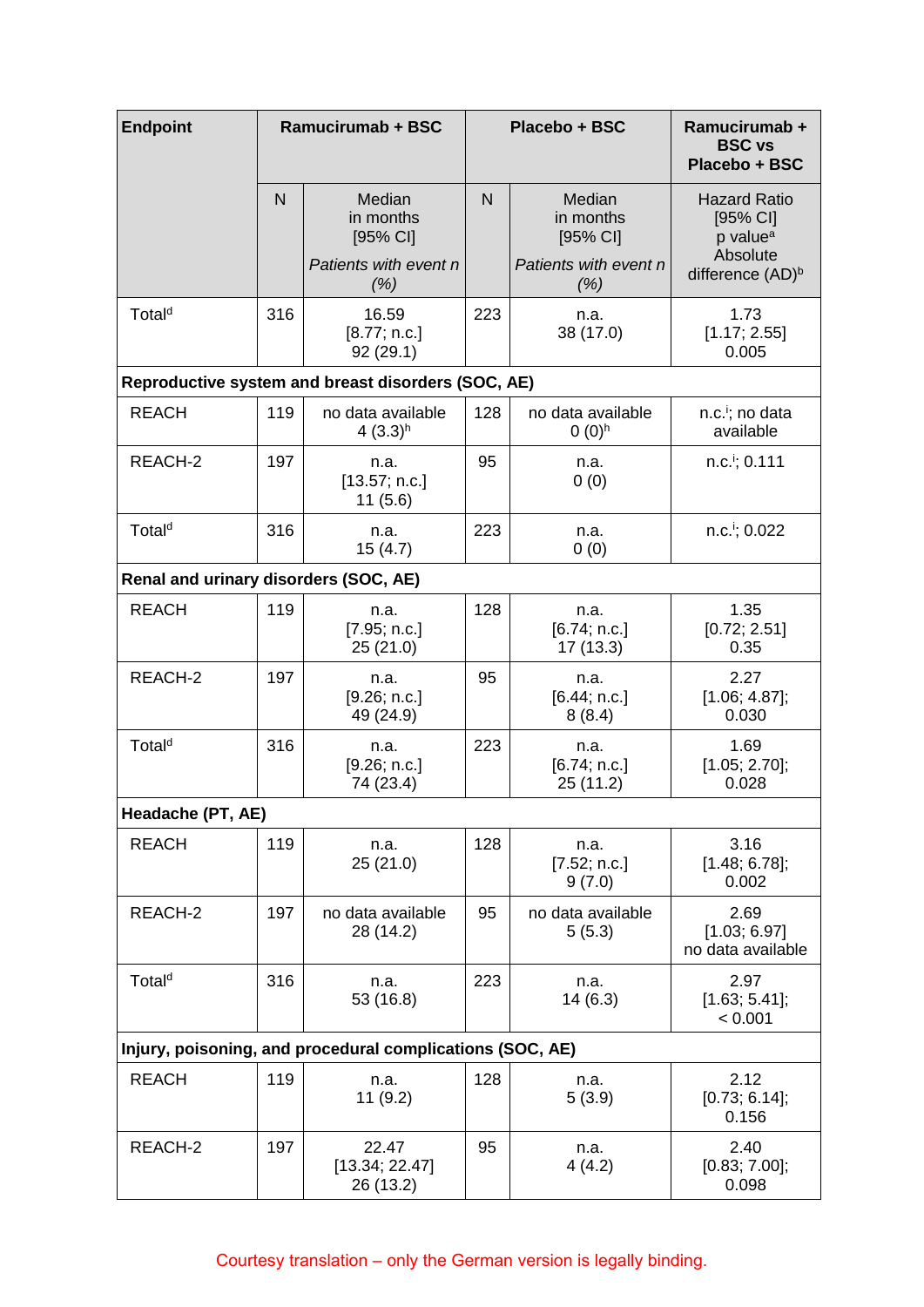| Endpoint | Ramucirumab + BSC | | Placebo + BSC | | Ramucirumab + BSC vs Placebo + BSC |
|---|---|---|---|---|---|
| | N | Median in months [95% CI] *Patients with event n (%)* | N | Median in months [95% CI] *Patients with event n (%)* | Hazard Ratio [95% CI] p value[a] Absolute difference (AD)[b] |
| Total[d] | 316 | 16.59 [8.77; n.c.] 92 (29.1) | 223 | n.a. 38 (17.0) | 1.73 [1.17; 2.55] 0.005 |
| **Reproductive system and breast disorders (SOC, AE)** | | | | | |
| REACH | 119 | no data available 4 (3.3)[h] | 128 | no data available 0 (0)[h] | n.c.[i]; no data available |
| REACH-2 | 197 | n.a. [13.57; n.c.] 11 (5.6) | 95 | n.a. 0 (0) | n.c.[i]; 0.111 |
| Total[d] | 316 | n.a. 15 (4.7) | 223 | n.a. 0 (0) | n.c.[i]; 0.022 |
| **Renal and urinary disorders (SOC, AE)** | | | | | |
| REACH | 119 | n.a. [7.95; n.c.] 25 (21.0) | 128 | n.a. [6.74; n.c.] 17 (13.3) | 1.35 [0.72; 2.51] 0.35 |
| REACH-2 | 197 | n.a. [9.26; n.c.] 49 (24.9) | 95 | n.a. [6.44; n.c.] 8 (8.4) | 2.27 [1.06; 4.87]; 0.030 |
| Total[d] | 316 | n.a. [9.26; n.c.] 74 (23.4) | 223 | n.a. [6.74; n.c.] 25 (11.2) | 1.69 [1.05; 2.70]; 0.028 |
| **Headache (PT, AE)** | | | | | |
| REACH | 119 | n.a. 25 (21.0) | 128 | n.a. [7.52; n.c.] 9 (7.0) | 3.16 [1.48; 6.78]; 0.002 |
| REACH-2 | 197 | no data available 28 (14.2) | 95 | no data available 5 (5.3) | 2.69 [1.03; 6.97] no data available |
| Total[d] | 316 | n.a. 53 (16.8) | 223 | n.a. 14 (6.3) | 2.97 [1.63; 5.41]; < 0.001 |
| **Injury, poisoning, and procedural complications (SOC, AE)** | | | | | |
| REACH | 119 | n.a. 11 (9.2) | 128 | n.a. 5 (3.9) | 2.12 [0.73; 6.14]; 0.156 |
| REACH-2 | 197 | 22.47 [13.34; 22.47] 26 (13.2) | 95 | n.a. 4 (4.2) | 2.40 [0.83; 7.00]; 0.098 |

Courtesy translation – only the German version is legally binding.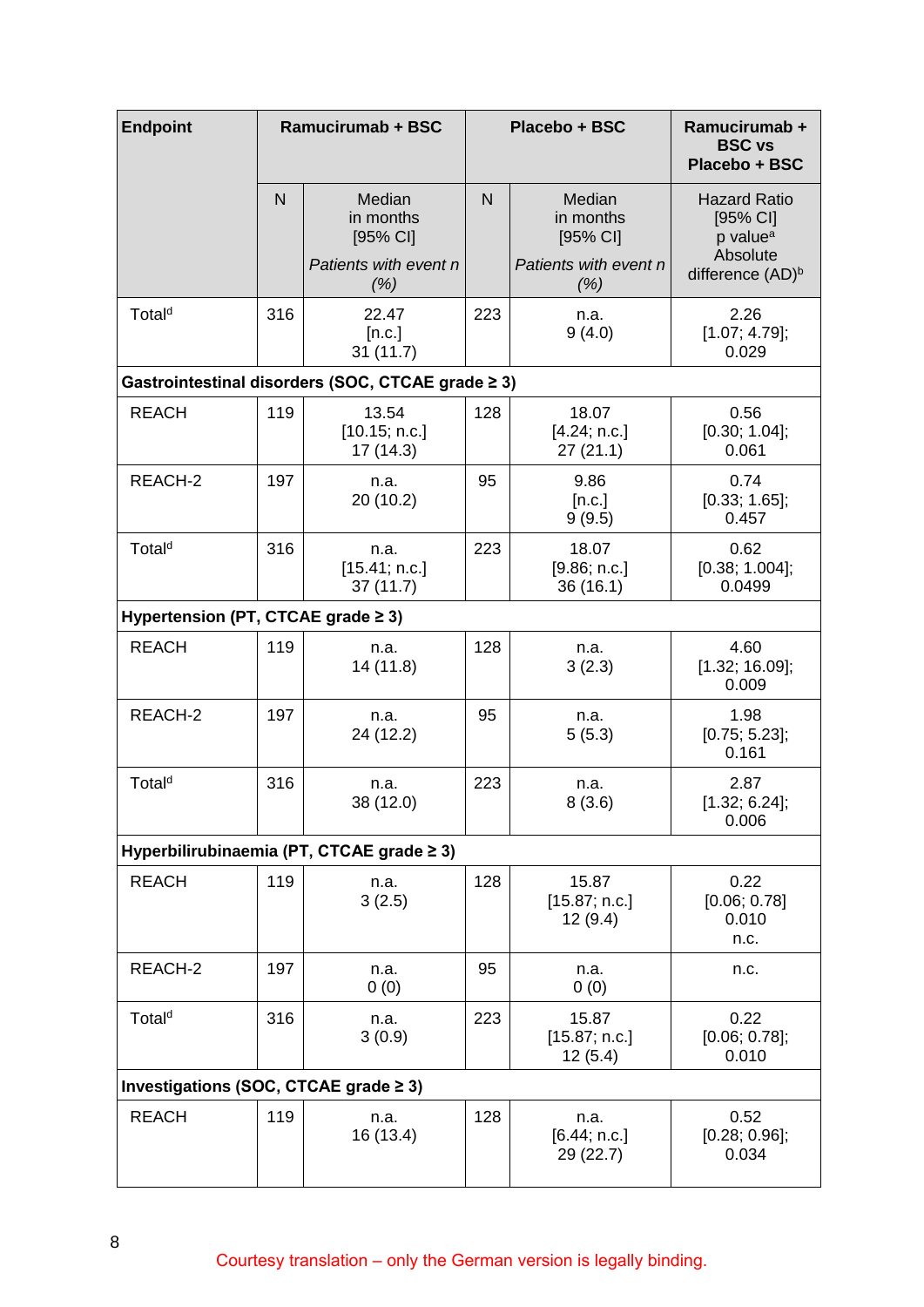| Endpoint | Ramucirumab + BSC | | Placebo + BSC | | Ramucirumab + BSC vs Placebo + BSC |
|---|---|---|---|---|---|
| | N | Median in months [95% CI] *Patients with event n (%)* | N | Median in months [95% CI] *Patients with event n (%)* | Hazard Ratio [95% CI] p value[a] Absolute difference (AD)[b] |
| Total[d] | 316 | 22.47 [n.c.] 31 (11.7) | 223 | n.a. 9 (4.0) | 2.26 [1.07; 4.79]; 0.029 |
| **Gastrointestinal disorders (SOC, CTCAE grade ≥ 3)** | | | | | |
| REACH | 119 | 13.54 [10.15; n.c.] 17 (14.3) | 128 | 18.07 [4.24; n.c.] 27 (21.1) | 0.56 [0.30; 1.04]; 0.061 |
| REACH-2 | 197 | n.a. 20 (10.2) | 95 | 9.86 [n.c.] 9 (9.5) | 0.74 [0.33; 1.65]; 0.457 |
| Total[d] | 316 | n.a. [15.41; n.c.] 37 (11.7) | 223 | 18.07 [9.86; n.c.] 36 (16.1) | 0.62 [0.38; 1.004]; 0.0499 |
| **Hypertension (PT, CTCAE grade ≥ 3)** | | | | | |
| REACH | 119 | n.a. 14 (11.8) | 128 | n.a. 3 (2.3) | 4.60 [1.32; 16.09]; 0.009 |
| REACH-2 | 197 | n.a. 24 (12.2) | 95 | n.a. 5 (5.3) | 1.98 [0.75; 5.23]; 0.161 |
| Total[d] | 316 | n.a. 38 (12.0) | 223 | n.a. 8 (3.6) | 2.87 [1.32; 6.24]; 0.006 |
| **Hyperbilirubinaemia (PT, CTCAE grade ≥ 3)** | | | | | |
| REACH | 119 | n.a. 3 (2.5) | 128 | 15.87 [15.87; n.c.] 12 (9.4) | 0.22 [0.06; 0.78] 0.010 n.c. |
| REACH-2 | 197 | n.a. 0 (0) | 95 | n.a. 0 (0) | n.c. |
| Total[d] | 316 | n.a. 3 (0.9) | 223 | 15.87 [15.87; n.c.] 12 (5.4) | 0.22 [0.06; 0.78]; 0.010 |
| **Investigations (SOC, CTCAE grade ≥ 3)** | | | | | |
| REACH | 119 | n.a. 16 (13.4) | 128 | n.a. [6.44; n.c.] 29 (22.7) | 0.52 [0.28; 0.96]; 0.034 |

Courtesy translation – only the German version is legally binding.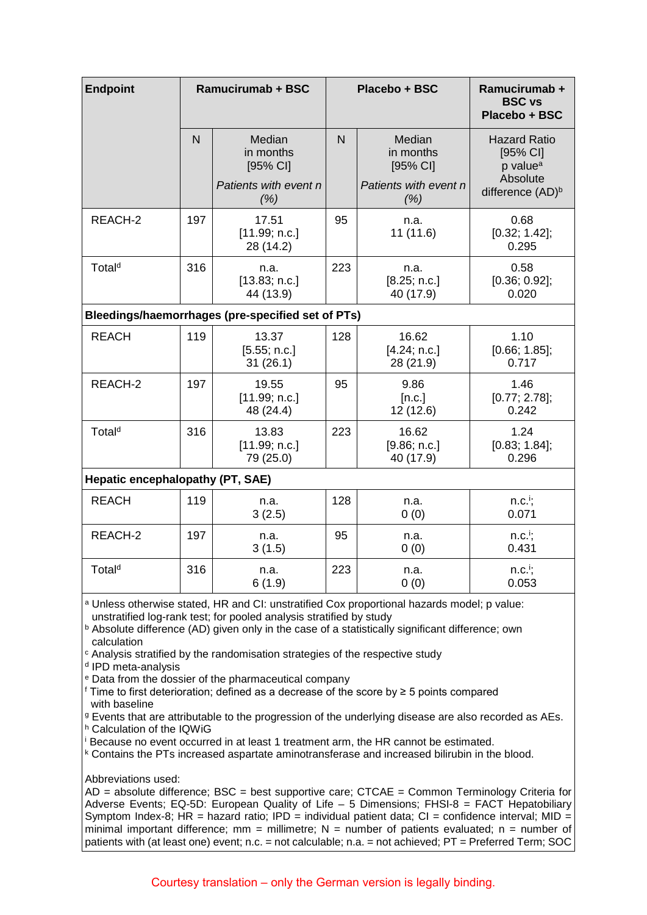| Endpoint | Ramucirumab + BSC | | Placebo + BSC | | Ramucirumab + BSC vs Placebo + BSC |
|---|---|---|---|---|---|
| | N | Median in months [95% CI] *Patients with event n (%)* | N | Median in months [95% CI] *Patients with event n (%)* | Hazard Ratio [95% CI] p value[a] Absolute difference (AD)[b] |
| REACH-2 | 197 | 17.51 [11.99; n.c.] 28 (14.2) | 95 | n.a. 11 (11.6) | 0.68 [0.32; 1.42]; 0.295 |
| Total[d] | 316 | n.a. [13.83; n.c.] 44 (13.9) | 223 | n.a. [8.25; n.c.] 40 (17.9) | 0.58 [0.36; 0.92]; 0.020 |
| **Bleedings/haemorrhages (pre-specified set of PTs)** | | | | | |
| REACH | 119 | 13.37 [5.55; n.c.] 31 (26.1) | 128 | 16.62 [4.24; n.c.] 28 (21.9) | 1.10 [0.66; 1.85]; 0.717 |
| REACH-2 | 197 | 19.55 [11.99; n.c.] 48 (24.4) | 95 | 9.86 [n.c.] 12 (12.6) | 1.46 [0.77; 2.78]; 0.242 |
| Total[d] | 316 | 13.83 [11.99; n.c.] 79 (25.0) | 223 | 16.62 [9.86; n.c.] 40 (17.9) | 1.24 [0.83; 1.84]; 0.296 |
| **Hepatic encephalopathy (PT, SAE)** | | | | | |
| REACH | 119 | n.a. 3 (2.5) | 128 | n.a. 0 (0) | n.c.[i]; 0.071 |
| REACH-2 | 197 | n.a. 3 (1.5) | 95 | n.a. 0 (0) | n.c.[i]; 0.431 |
| Total[d] | 316 | n.a. 6 (1.9) | 223 | n.a. 0 (0) | n.c.[i]; 0.053 |

[a] Unless otherwise stated, HR and CI: unstratified Cox proportional hazards model; p value: unstratified log-rank test; for pooled analysis stratified by study
[b] Absolute difference (AD) given only in the case of a statistically significant difference; own calculation
[c] Analysis stratified by the randomisation strategies of the respective study
[d] IPD meta-analysis
[e] Data from the dossier of the pharmaceutical company
[f] Time to first deterioration; defined as a decrease of the score by ≥ 5 points compared with baseline
[g] Events that are attributable to the progression of the underlying disease are also recorded as AEs.
[h] Calculation of the IQWiG
[i] Because no event occurred in at least 1 treatment arm, the HR cannot be estimated.
[k] Contains the PTs increased aspartate aminotransferase and increased bilirubin in the blood.

Abbreviations used:
AD = absolute difference; BSC = best supportive care; CTCAE = Common Terminology Criteria for Adverse Events; EQ-5D: European Quality of Life – 5 Dimensions; FHSI-8 = FACT Hepatobiliary Symptom Index-8; HR = hazard ratio; IPD = individual patient data; CI = confidence interval; MID = minimal important difference; mm = millimetre; N = number of patients evaluated; n = number of patients with (at least one) event; n.c. = not calculable; n.a. = not achieved; PT = Preferred Term; SOC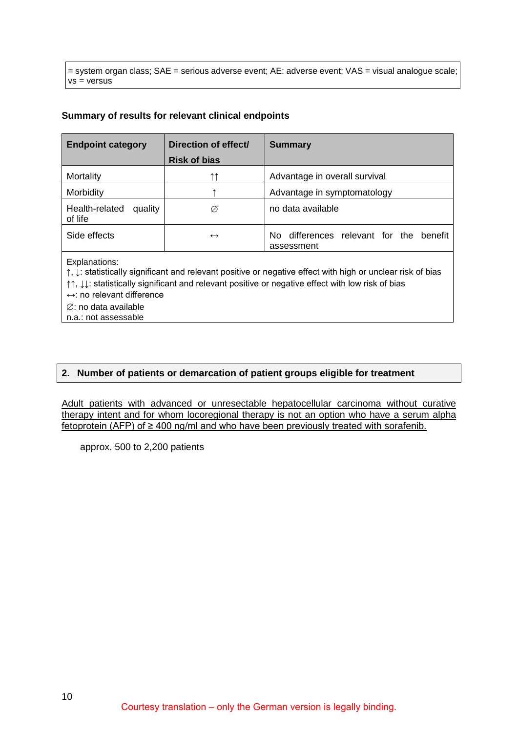= system organ class; SAE = serious adverse event; AE: adverse event; VAS = visual analogue scale; vs = versus

**Summary of results for relevant clinical endpoints**

| Endpoint category | Direction of effect/ Risk of bias | Summary |
|---|---|---|
| Mortality | ↑↑ | Advantage in overall survival |
| Morbidity | ↑ | Advantage in symptomatology |
| Health-related quality of life | ∅ | no data available |
| Side effects | ↔ | No differences relevant for the benefit assessment |

Explanations:
↑, ↓: statistically significant and relevant positive or negative effect with high or unclear risk of bias
↑↑, ↓↓: statistically significant and relevant positive or negative effect with low risk of bias
↔: no relevant difference
∅: no data available
n.a.: not assessable

## 2. Number of patients or demarcation of patient groups eligible for treatment

Adult patients with advanced or unresectable hepatocellular carcinoma without curative therapy intent and for whom locoregional therapy is not an option who have a serum alpha fetoprotein (AFP) of ≥ 400 ng/ml and who have been previously treated with sorafenib.

approx. 500 to 2,200 patients

Courtesy translation – only the German version is legally binding.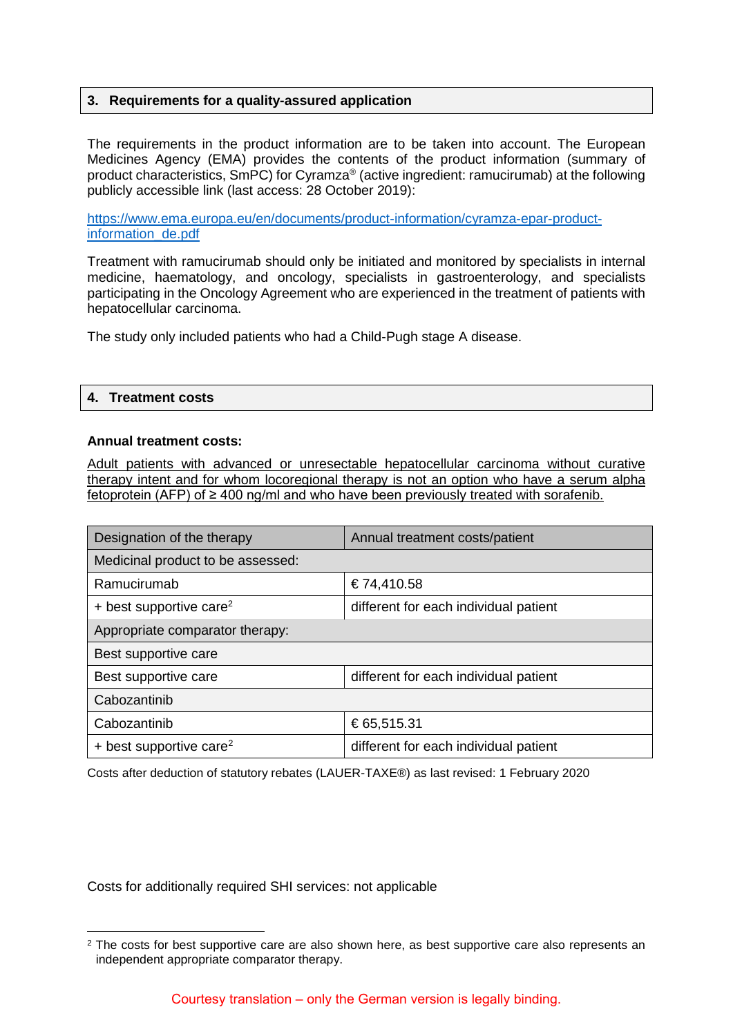## 3. Requirements for a quality-assured application

The requirements in the product information are to be taken into account. The European Medicines Agency (EMA) provides the contents of the product information (summary of product characteristics, SmPC) for Cyramza® (active ingredient: ramucirumab) at the following publicly accessible link (last access: 28 October 2019):

https://www.ema.europa.eu/en/documents/product-information/cyramza-epar-product-information_de.pdf

Treatment with ramucirumab should only be initiated and monitored by specialists in internal medicine, haematology, and oncology, specialists in gastroenterology, and specialists participating in the Oncology Agreement who are experienced in the treatment of patients with hepatocellular carcinoma.

The study only included patients who had a Child-Pugh stage A disease.

## 4. Treatment costs

**Annual treatment costs:**

Adult patients with advanced or unresectable hepatocellular carcinoma without curative therapy intent and for whom locoregional therapy is not an option who have a serum alpha fetoprotein (AFP) of ≥ 400 ng/ml and who have been previously treated with sorafenib.

| Designation of the therapy | Annual treatment costs/patient |
|---|---|
| Medicinal product to be assessed: | |
| Ramucirumab | € 74,410.58 |
| + best supportive care[2] | different for each individual patient |
| Appropriate comparator therapy: | |
| Best supportive care | |
| Best supportive care | different for each individual patient |
| Cabozantinib | |
| Cabozantinib | € 65,515.31 |
| + best supportive care[2] | different for each individual patient |

Costs after deduction of statutory rebates (LAUER-TAXE®) as last revised: 1 February 2020

Costs for additionally required SHI services: not applicable

[2] The costs for best supportive care are also shown here, as best supportive care also represents an independent appropriate comparator therapy.

Courtesy translation – only the German version is legally binding.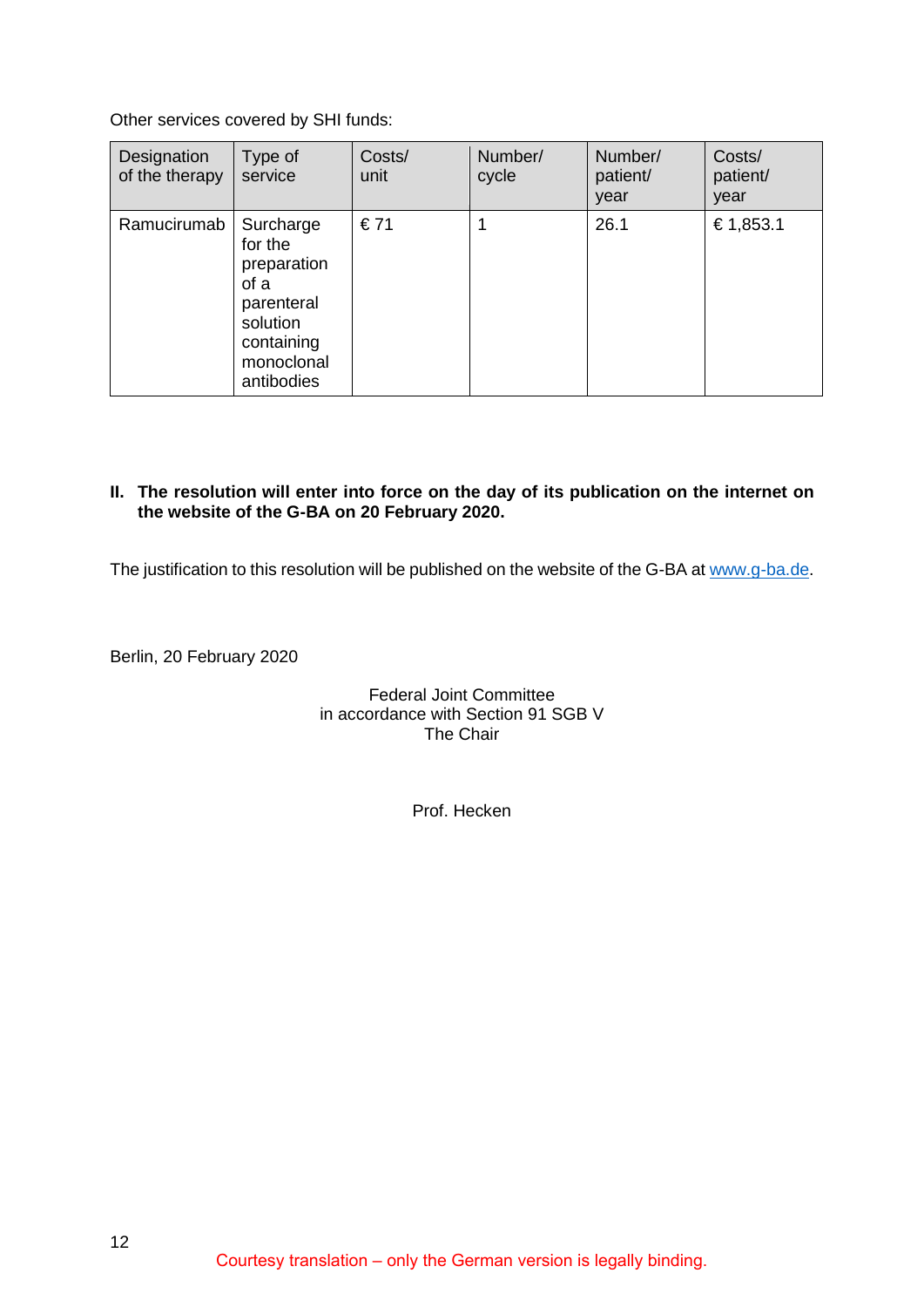Other services covered by SHI funds:

| Designation of the therapy | Type of service | Costs/ unit | Number/ cycle | Number/ patient/ year | Costs/ patient/ year |
|---|---|---|---|---|---|
| Ramucirumab | Surcharge for the preparation of a parenteral solution containing monoclonal antibodies | € 71 | 1 | 26.1 | € 1,853.1 |

**II. The resolution will enter into force on the day of its publication on the internet on the website of the G-BA on 20 February 2020.**

The justification to this resolution will be published on the website of the G-BA at www.g-ba.de.

Berlin, 20 February 2020

Federal Joint Committee
in accordance with Section 91 SGB V
The Chair

Prof. Hecken

Courtesy translation – only the German version is legally binding.